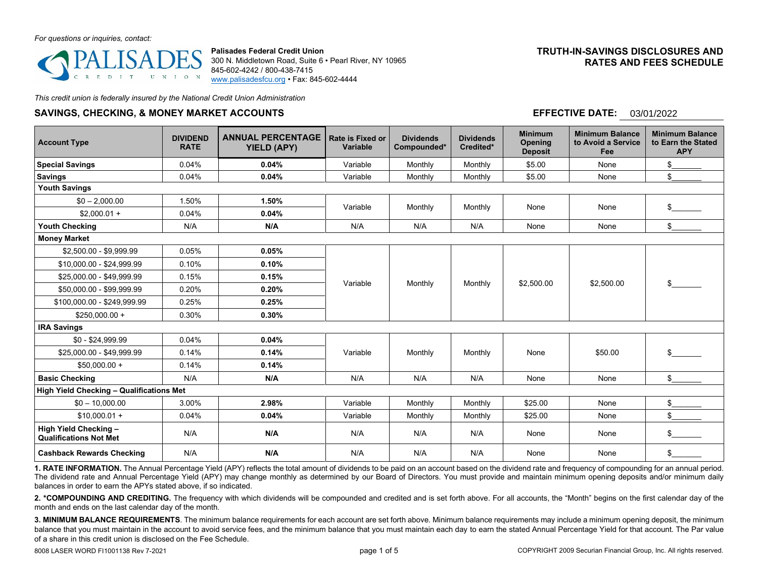*For questions or inquiries, contact:*

**Palisades Federal Credit Union**
300 N. Middletown Road, Suite 6 • Pearl River, NY 10965
845-602-4242 / 800-438-7415
www.palisadesfcu.org • Fax: 845-602-4444

## TRUTH-IN-SAVINGS DISCLOSURES AND RATES AND FEES SCHEDULE

*This credit union is federally insured by the National Credit Union Administration*

### SAVINGS, CHECKING, & MONEY MARKET ACCOUNTS

**EFFECTIVE DATE:** 03/01/2022

| Account Type | DIVIDEND RATE | ANNUAL PERCENTAGE YIELD (APY) | Rate is Fixed or Variable | Dividends Compounded* | Dividends Credited* | Minimum Opening Deposit | Minimum Balance to Avoid a Service Fee | Minimum Balance to Earn the Stated APY |
|---|---|---|---|---|---|---|---|---|
| **Special Savings** | 0.04% | **0.04%** | Variable | Monthly | Monthly | $5.00 | None | $_______ |
| **Savings** | 0.04% | **0.04%** | Variable | Monthly | Monthly | $5.00 | None | $_______ |
| **Youth Savings** | | | | | | | | |
| $0 – 2,000.00 | 1.50% | **1.50%** | Variable | Monthly | Monthly | None | None | $_______ |
| $2,000.01 + | 0.04% | **0.04%** | | | | | | |
| **Youth Checking** | N/A | **N/A** | N/A | N/A | N/A | None | None | $_______ |
| **Money Market** | | | | | | | | |
| $2,500.00 - $9,999.99 | 0.05% | **0.05%** | Variable | Monthly | Monthly | $2,500.00 | $2,500.00 | $_______ |
| $10,000.00 - $24,999.99 | 0.10% | **0.10%** | | | | | | |
| $25,000.00 - $49,999.99 | 0.15% | **0.15%** | | | | | | |
| $50,000.00 - $99,999.99 | 0.20% | **0.20%** | | | | | | |
| $100,000.00 - $249,999.99 | 0.25% | **0.25%** | | | | | | |
| $250,000.00 + | 0.30% | **0.30%** | | | | | | |
| **IRA Savings** | | | | | | | | |
| $0 - $24,999.99 | 0.04% | **0.04%** | Variable | Monthly | Monthly | None | $50.00 | $_______ |
| $25,000.00 - $49,999.99 | 0.14% | **0.14%** | | | | | | |
| $50,000.00 + | 0.14% | **0.14%** | | | | | | |
| **Basic Checking** | N/A | **N/A** | N/A | N/A | N/A | None | None | $_______ |
| **High Yield Checking – Qualifications Met** | | | | | | | | |
| $0 – 10,000.00 | 3.00% | **2.98%** | Variable | Monthly | Monthly | $25.00 | None | $_______ |
| $10,000.01 + | 0.04% | **0.04%** | Variable | Monthly | Monthly | $25.00 | None | $_______ |
| **High Yield Checking – Qualifications Not Met** | N/A | **N/A** | N/A | N/A | N/A | None | None | $_______ |
| **Cashback Rewards Checking** | N/A | **N/A** | N/A | N/A | N/A | None | None | $_______ |

**1. RATE INFORMATION.** The Annual Percentage Yield (APY) reflects the total amount of dividends to be paid on an account based on the dividend rate and frequency of compounding for an annual period. The dividend rate and Annual Percentage Yield (APY) may change monthly as determined by our Board of Directors. You must provide and maintain minimum opening deposits and/or minimum daily balances in order to earn the APYs stated above, if so indicated.

**2. *COMPOUNDING AND CREDITING.** The frequency with which dividends will be compounded and credited and is set forth above. For all accounts, the "Month" begins on the first calendar day of the month and ends on the last calendar day of the month.

**3. MINIMUM BALANCE REQUIREMENTS**. The minimum balance requirements for each account are set forth above. Minimum balance requirements may include a minimum opening deposit, the minimum balance that you must maintain in the account to avoid service fees, and the minimum balance that you must maintain each day to earn the stated Annual Percentage Yield for that account. The Par value of a share in this credit union is disclosed on the Fee Schedule.

8008 LASER WORD FI1001138 Rev 7-2021

COPYRIGHT 2009 Securian Financial Group, Inc. All rights reserved.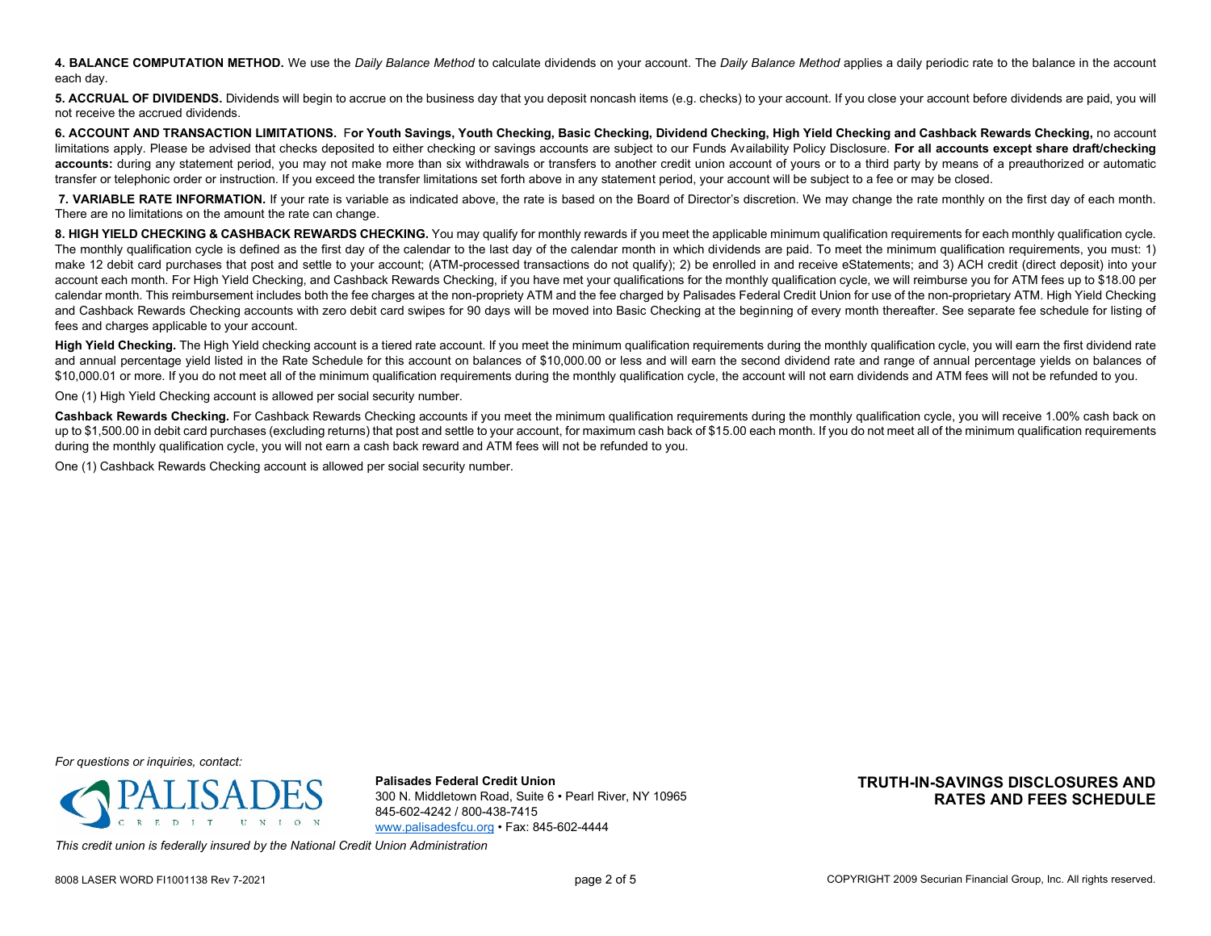**4. BALANCE COMPUTATION METHOD.** We use the *Daily Balance Method* to calculate dividends on your account. The *Daily Balance Method* applies a daily periodic rate to the balance in the account each day.

**5. ACCRUAL OF DIVIDENDS.** Dividends will begin to accrue on the business day that you deposit noncash items (e.g. checks) to your account. If you close your account before dividends are paid, you will not receive the accrued dividends.

**6. ACCOUNT AND TRANSACTION LIMITATIONS.** F**or Youth Savings, Youth Checking, Basic Checking, Dividend Checking, High Yield Checking and Cashback Rewards Checking,** no account limitations apply. Please be advised that checks deposited to either checking or savings accounts are subject to our Funds Availability Policy Disclosure. **For all accounts except share draft/checking accounts:** during any statement period, you may not make more than six withdrawals or transfers to another credit union account of yours or to a third party by means of a preauthorized or automatic transfer or telephonic order or instruction. If you exceed the transfer limitations set forth above in any statement period, your account will be subject to a fee or may be closed.

**7. VARIABLE RATE INFORMATION.** If your rate is variable as indicated above, the rate is based on the Board of Director's discretion. We may change the rate monthly on the first day of each month. There are no limitations on the amount the rate can change.

**8. HIGH YIELD CHECKING & CASHBACK REWARDS CHECKING.** You may qualify for monthly rewards if you meet the applicable minimum qualification requirements for each monthly qualification cycle. The monthly qualification cycle is defined as the first day of the calendar to the last day of the calendar month in which dividends are paid. To meet the minimum qualification requirements, you must: 1) make 12 debit card purchases that post and settle to your account; (ATM-processed transactions do not qualify); 2) be enrolled in and receive eStatements; and 3) ACH credit (direct deposit) into your account each month. For High Yield Checking, and Cashback Rewards Checking, if you have met your qualifications for the monthly qualification cycle, we will reimburse you for ATM fees up to $18.00 per calendar month. This reimbursement includes both the fee charges at the non-propriety ATM and the fee charged by Palisades Federal Credit Union for use of the non-proprietary ATM. High Yield Checking and Cashback Rewards Checking accounts with zero debit card swipes for 90 days will be moved into Basic Checking at the beginning of every month thereafter. See separate fee schedule for listing of fees and charges applicable to your account.

**High Yield Checking.** The High Yield checking account is a tiered rate account. If you meet the minimum qualification requirements during the monthly qualification cycle, you will earn the first dividend rate and annual percentage yield listed in the Rate Schedule for this account on balances of $10,000.00 or less and will earn the second dividend rate and range of annual percentage yields on balances of $10,000.01 or more. If you do not meet all of the minimum qualification requirements during the monthly qualification cycle, the account will not earn dividends and ATM fees will not be refunded to you.

One (1) High Yield Checking account is allowed per social security number.

**Cashback Rewards Checking.** For Cashback Rewards Checking accounts if you meet the minimum qualification requirements during the monthly qualification cycle, you will receive 1.00% cash back on up to $1,500.00 in debit card purchases (excluding returns) that post and settle to your account, for maximum cash back of $15.00 each month. If you do not meet all of the minimum qualification requirements during the monthly qualification cycle, you will not earn a cash back reward and ATM fees will not be refunded to you.

One (1) Cashback Rewards Checking account is allowed per social security number.

*For questions or inquiries, contact:*

PALISADES CREDIT UNION

**Palisades Federal Credit Union**
300 N. Middletown Road, Suite 6 • Pearl River, NY 10965
845-602-4242 / 800-438-7415
www.palisadesfcu.org • Fax: 845-602-4444

**TRUTH-IN-SAVINGS DISCLOSURES AND RATES AND FEES SCHEDULE**

*This credit union is federally insured by the National Credit Union Administration*

8008 LASER WORD FI1001138 Rev 7-2021

COPYRIGHT 2009 Securian Financial Group, Inc. All rights reserved.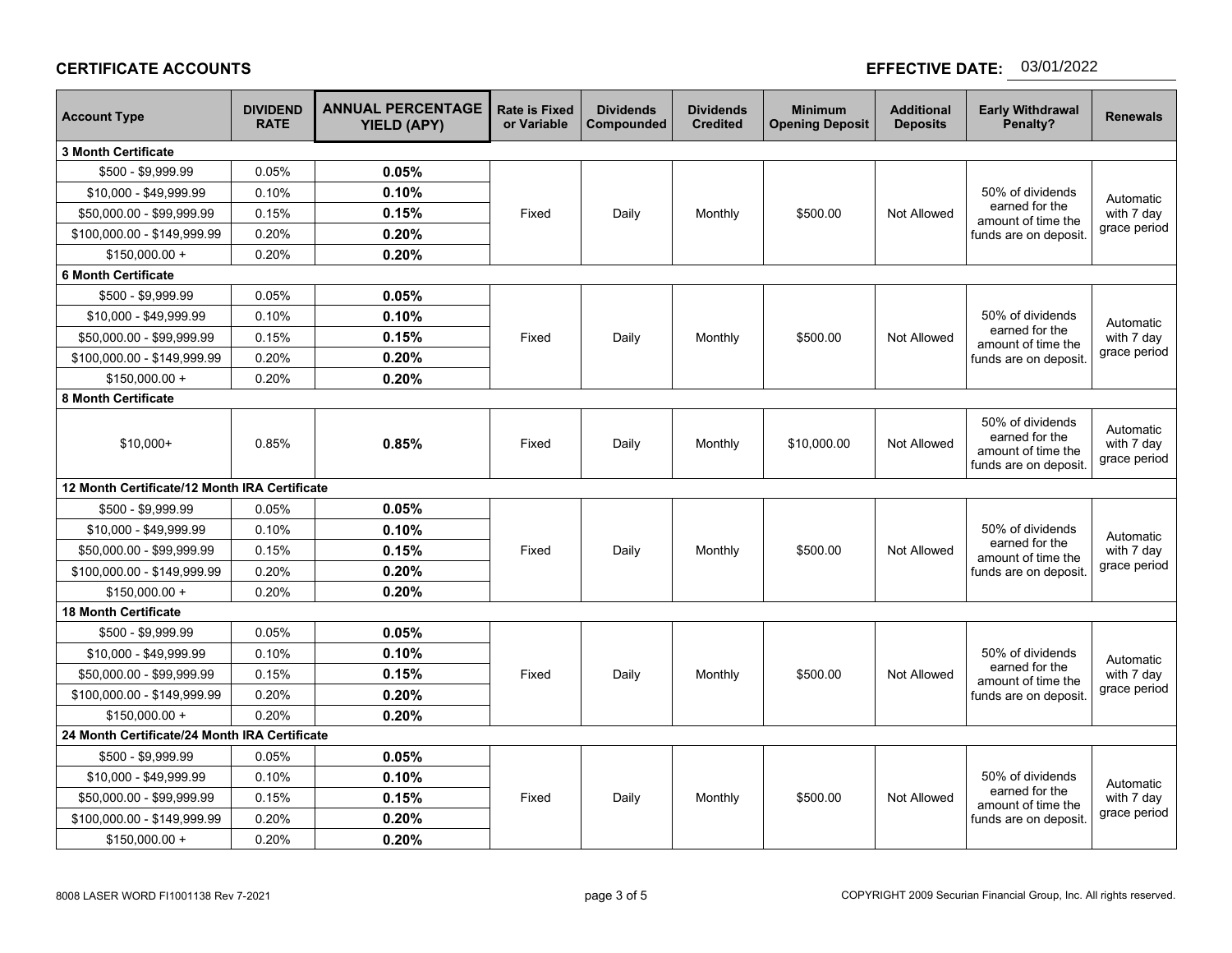**CERTIFICATE ACCOUNTS** **EFFECTIVE DATE:** 03/01/2022

| Account Type | DIVIDEND RATE | ANNUAL PERCENTAGE YIELD (APY) | Rate is Fixed or Variable | Dividends Compounded | Dividends Credited | Minimum Opening Deposit | Additional Deposits | Early Withdrawal Penalty? | Renewals |
|---|---|---|---|---|---|---|---|---|---|
| **3 Month Certificate** | | | | | | | | | |
| $500 - $9,999.99 | 0.05% | **0.05%** | Fixed | Daily | Monthly | $500.00 | Not Allowed | 50% of dividends earned for the amount of time the funds are on deposit. | Automatic with 7 day grace period |
| $10,000 - $49,999.99 | 0.10% | **0.10%** | | | | | | | |
| $50,000.00 - $99,999.99 | 0.15% | **0.15%** | | | | | | | |
| $100,000.00 - $149,999.99 | 0.20% | **0.20%** | | | | | | | |
| $150,000.00 + | 0.20% | **0.20%** | | | | | | | |
| **6 Month Certificate** | | | | | | | | | |
| $500 - $9,999.99 | 0.05% | **0.05%** | Fixed | Daily | Monthly | $500.00 | Not Allowed | 50% of dividends earned for the amount of time the funds are on deposit. | Automatic with 7 day grace period |
| $10,000 - $49,999.99 | 0.10% | **0.10%** | | | | | | | |
| $50,000.00 - $99,999.99 | 0.15% | **0.15%** | | | | | | | |
| $100,000.00 - $149,999.99 | 0.20% | **0.20%** | | | | | | | |
| $150,000.00 + | 0.20% | **0.20%** | | | | | | | |
| **8 Month Certificate** | | | | | | | | | |
| $10,000+ | 0.85% | **0.85%** | Fixed | Daily | Monthly | $10,000.00 | Not Allowed | 50% of dividends earned for the amount of time the funds are on deposit. | Automatic with 7 day grace period |
| **12 Month Certificate/12 Month IRA Certificate** | | | | | | | | | |
| $500 - $9,999.99 | 0.05% | **0.05%** | Fixed | Daily | Monthly | $500.00 | Not Allowed | 50% of dividends earned for the amount of time the funds are on deposit. | Automatic with 7 day grace period |
| $10,000 - $49,999.99 | 0.10% | **0.10%** | | | | | | | |
| $50,000.00 - $99,999.99 | 0.15% | **0.15%** | | | | | | | |
| $100,000.00 - $149,999.99 | 0.20% | **0.20%** | | | | | | | |
| $150,000.00 + | 0.20% | **0.20%** | | | | | | | |
| **18 Month Certificate** | | | | | | | | | |
| $500 - $9,999.99 | 0.05% | **0.05%** | Fixed | Daily | Monthly | $500.00 | Not Allowed | 50% of dividends earned for the amount of time the funds are on deposit. | Automatic with 7 day grace period |
| $10,000 - $49,999.99 | 0.10% | **0.10%** | | | | | | | |
| $50,000.00 - $99,999.99 | 0.15% | **0.15%** | | | | | | | |
| $100,000.00 - $149,999.99 | 0.20% | **0.20%** | | | | | | | |
| $150,000.00 + | 0.20% | **0.20%** | | | | | | | |
| **24 Month Certificate/24 Month IRA Certificate** | | | | | | | | | |
| $500 - $9,999.99 | 0.05% | **0.05%** | Fixed | Daily | Monthly | $500.00 | Not Allowed | 50% of dividends earned for the amount of time the funds are on deposit. | Automatic with 7 day grace period |
| $10,000 - $49,999.99 | 0.10% | **0.10%** | | | | | | | |
| $50,000.00 - $99,999.99 | 0.15% | **0.15%** | | | | | | | |
| $100,000.00 - $149,999.99 | 0.20% | **0.20%** | | | | | | | |
| $150,000.00 + | 0.20% | **0.20%** | | | | | | | |

8008 LASER WORD FI1001138 Rev 7-2021

COPYRIGHT 2009 Securian Financial Group, Inc. All rights reserved.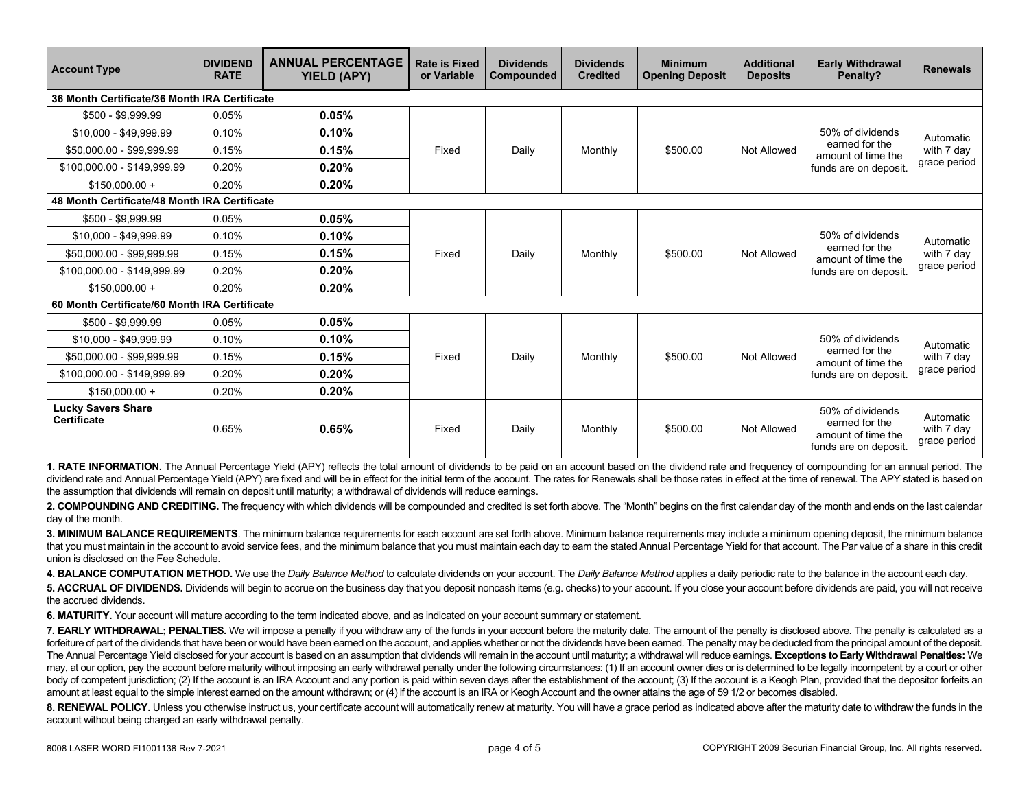| Account Type | DIVIDEND RATE | ANNUAL PERCENTAGE YIELD (APY) | Rate is Fixed or Variable | Dividends Compounded | Dividends Credited | Minimum Opening Deposit | Additional Deposits | Early Withdrawal Penalty? | Renewals |
|---|---|---|---|---|---|---|---|---|---|
| **36 Month Certificate/36 Month IRA Certificate** | | | | | | | | | |
| $500 - $9,999.99 | 0.05% | **0.05%** | Fixed | Daily | Monthly | $500.00 | Not Allowed | 50% of dividends earned for the amount of time the funds are on deposit. | Automatic with 7 day grace period |
| $10,000 - $49,999.99 | 0.10% | **0.10%** | | | | | | | |
| $50,000.00 - $99,999.99 | 0.15% | **0.15%** | | | | | | | |
| $100,000.00 - $149,999.99 | 0.20% | **0.20%** | | | | | | | |
| $150,000.00 + | 0.20% | **0.20%** | | | | | | | |
| **48 Month Certificate/48 Month IRA Certificate** | | | | | | | | | |
| $500 - $9,999.99 | 0.05% | **0.05%** | Fixed | Daily | Monthly | $500.00 | Not Allowed | 50% of dividends earned for the amount of time the funds are on deposit. | Automatic with 7 day grace period |
| $10,000 - $49,999.99 | 0.10% | **0.10%** | | | | | | | |
| $50,000.00 - $99,999.99 | 0.15% | **0.15%** | | | | | | | |
| $100,000.00 - $149,999.99 | 0.20% | **0.20%** | | | | | | | |
| $150,000.00 + | 0.20% | **0.20%** | | | | | | | |
| **60 Month Certificate/60 Month IRA Certificate** | | | | | | | | | |
| $500 - $9,999.99 | 0.05% | **0.05%** | Fixed | Daily | Monthly | $500.00 | Not Allowed | 50% of dividends earned for the amount of time the funds are on deposit. | Automatic with 7 day grace period |
| $10,000 - $49,999.99 | 0.10% | **0.10%** | | | | | | | |
| $50,000.00 - $99,999.99 | 0.15% | **0.15%** | | | | | | | |
| $100,000.00 - $149,999.99 | 0.20% | **0.20%** | | | | | | | |
| $150,000.00 + | 0.20% | **0.20%** | | | | | | | |
| **Lucky Savers Share Certificate** | 0.65% | **0.65%** | Fixed | Daily | Monthly | $500.00 | Not Allowed | 50% of dividends earned for the amount of time the funds are on deposit. | Automatic with 7 day grace period |

**1. RATE INFORMATION.** The Annual Percentage Yield (APY) reflects the total amount of dividends to be paid on an account based on the dividend rate and frequency of compounding for an annual period. The dividend rate and Annual Percentage Yield (APY) are fixed and will be in effect for the initial term of the account. The rates for Renewals shall be those rates in effect at the time of renewal. The APY stated is based on the assumption that dividends will remain on deposit until maturity; a withdrawal of dividends will reduce earnings.

**2. COMPOUNDING AND CREDITING.** The frequency with which dividends will be compounded and credited is set forth above. The "Month" begins on the first calendar day of the month and ends on the last calendar day of the month.

**3. MINIMUM BALANCE REQUIREMENTS**. The minimum balance requirements for each account are set forth above. Minimum balance requirements may include a minimum opening deposit, the minimum balance that you must maintain in the account to avoid service fees, and the minimum balance that you must maintain each day to earn the stated Annual Percentage Yield for that account. The Par value of a share in this credit union is disclosed on the Fee Schedule.

**4. BALANCE COMPUTATION METHOD.** We use the *Daily Balance Method* to calculate dividends on your account. The *Daily Balance Method* applies a daily periodic rate to the balance in the account each day.

**5. ACCRUAL OF DIVIDENDS.** Dividends will begin to accrue on the business day that you deposit noncash items (e.g. checks) to your account. If you close your account before dividends are paid, you will not receive the accrued dividends.

**6. MATURITY.** Your account will mature according to the term indicated above, and as indicated on your account summary or statement.

**7. EARLY WITHDRAWAL; PENALTIES.** We will impose a penalty if you withdraw any of the funds in your account before the maturity date. The amount of the penalty is disclosed above. The penalty is calculated as a forfeiture of part of the dividends that have been or would have been earned on the account, and applies whether or not the dividends have been earned. The penalty may be deducted from the principal amount of the deposit. The Annual Percentage Yield disclosed for your account is based on an assumption that dividends will remain in the account until maturity; a withdrawal will reduce earnings. **Exceptions to Early Withdrawal Penalties:** We may, at our option, pay the account before maturity without imposing an early withdrawal penalty under the following circumstances: (1) If an account owner dies or is determined to be legally incompetent by a court or other body of competent jurisdiction; (2) If the account is an IRA Account and any portion is paid within seven days after the establishment of the account; (3) If the account is a Keogh Plan, provided that the depositor forfeits an amount at least equal to the simple interest earned on the amount withdrawn; or (4) if the account is an IRA or Keogh Account and the owner attains the age of 59 1/2 or becomes disabled.

**8. RENEWAL POLICY.** Unless you otherwise instruct us, your certificate account will automatically renew at maturity. You will have a grace period as indicated above after the maturity date to withdraw the funds in the account without being charged an early withdrawal penalty.

8008 LASER WORD FI1001138 Rev 7-2021

COPYRIGHT 2009 Securian Financial Group, Inc. All rights reserved.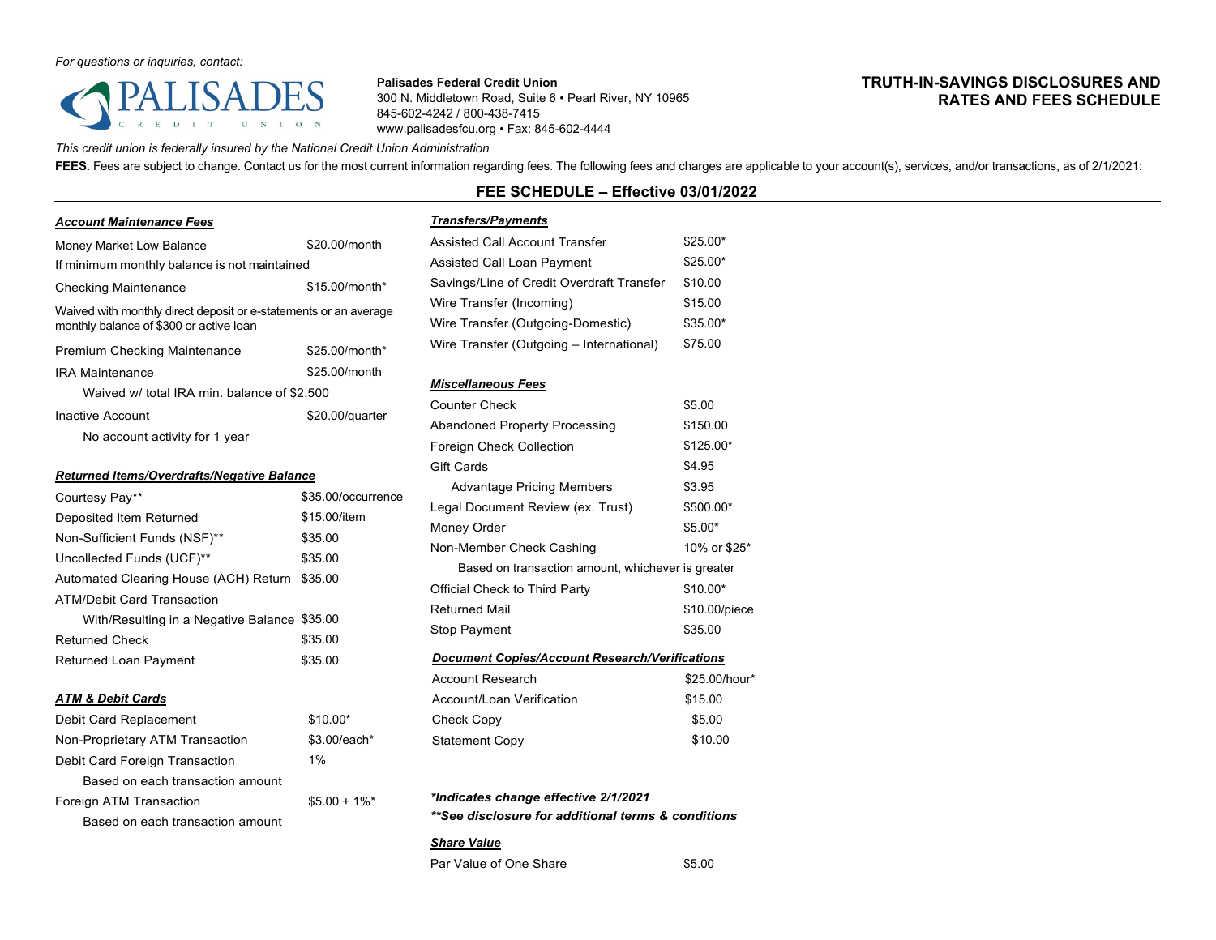*For questions or inquiries, contact:*

**Palisades Federal Credit Union**
300 N. Middletown Road, Suite 6 • Pearl River, NY 10965
845-602-4242 / 800-438-7415
www.palisadesfcu.org • Fax: 845-602-4444

## TRUTH-IN-SAVINGS DISCLOSURES AND RATES AND FEES SCHEDULE

*This credit union is federally insured by the National Credit Union Administration*

**FEES.** Fees are subject to change. Contact us for the most current information regarding fees. The following fees and charges are applicable to your account(s), services, and/or transactions, as of 2/1/2021:

## FEE SCHEDULE – Effective 03/01/2022

***Account Maintenance Fees***

| | |
|---|---|
| Money Market Low Balance | $20.00/month |
| If minimum monthly balance is not maintained | |
| Checking Maintenance | $15.00/month* |
| Waived with monthly direct deposit or e-statements or an average monthly balance of $300 or active loan | |
| Premium Checking Maintenance | $25.00/month* |
| IRA Maintenance | $25.00/month |
| Waived w/ total IRA min. balance of $2,500 | |
| Inactive Account | $20.00/quarter |
| No account activity for 1 year | |

***Returned Items/Overdrafts/Negative Balance***

| | |
|---|---|
| Courtesy Pay** | $35.00/occurrence |
| Deposited Item Returned | $15.00/item |
| Non-Sufficient Funds (NSF)** | $35.00 |
| Uncollected Funds (UCF)** | $35.00 |
| Automated Clearing House (ACH) Return | $35.00 |
| ATM/Debit Card Transaction With/Resulting in a Negative Balance | $35.00 |
| Returned Check | $35.00 |
| Returned Loan Payment | $35.00 |

***ATM & Debit Cards***

| | |
|---|---|
| Debit Card Replacement | $10.00* |
| Non-Proprietary ATM Transaction | $3.00/each* |
| Debit Card Foreign Transaction | 1% |
| Based on each transaction amount | |
| Foreign ATM Transaction | $5.00 + 1%* |
| Based on each transaction amount | |

***Transfers/Payments***

| | |
|---|---|
| Assisted Call Account Transfer | $25.00* |
| Assisted Call Loan Payment | $25.00* |
| Savings/Line of Credit Overdraft Transfer | $10.00 |
| Wire Transfer (Incoming) | $15.00 |
| Wire Transfer (Outgoing-Domestic) | $35.00* |
| Wire Transfer (Outgoing – International) | $75.00 |

***Miscellaneous Fees***

| | |
|---|---|
| Counter Check | $5.00 |
| Abandoned Property Processing | $150.00 |
| Foreign Check Collection | $125.00* |
| Gift Cards | $4.95 |
| Advantage Pricing Members | $3.95 |
| Legal Document Review (ex. Trust) | $500.00* |
| Money Order | $5.00* |
| Non-Member Check Cashing | 10% or $25* |
| Based on transaction amount, whichever is greater | |
| Official Check to Third Party | $10.00* |
| Returned Mail | $10.00/piece |
| Stop Payment | $35.00 |

***Document Copies/Account Research/Verifications***

| | |
|---|---|
| Account Research | $25.00/hour* |
| Account/Loan Verification | $15.00 |
| Check Copy | $5.00 |
| Statement Copy | $10.00 |

***\*Indicates change effective 2/1/2021***

***\*\*See disclosure for additional terms & conditions***

***Share Value***

| | |
|---|---|
| Par Value of One Share | $5.00 |